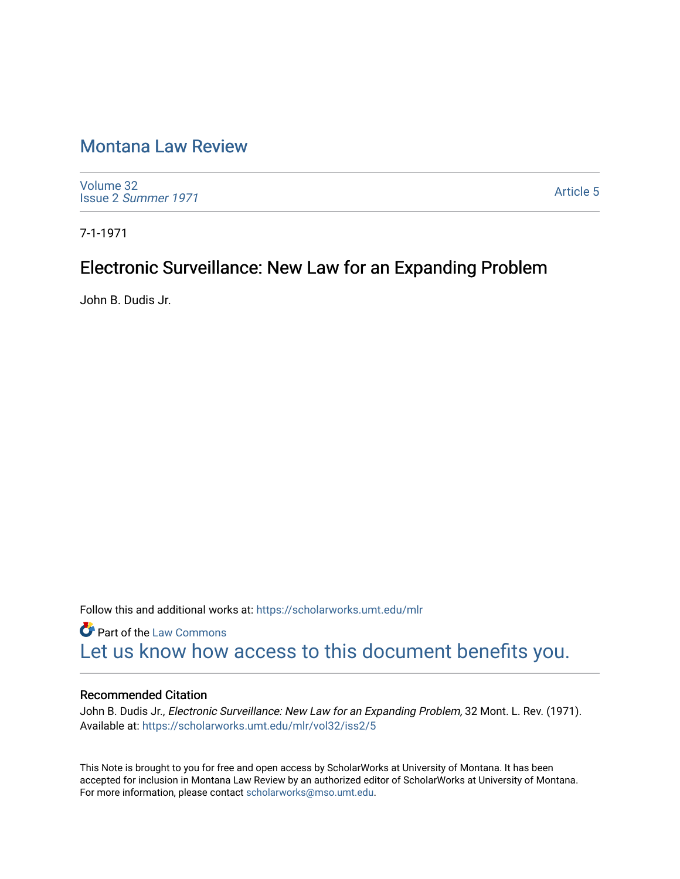# Montana Law Review

Volume 32
Issue 2 *Summer 1971*

Article 5

7-1-1971

## Electronic Surveillance: New Law for an Expanding Problem

John B. Dudis Jr.

Follow this and additional works at: https://scholarworks.umt.edu/mlr

Part of the Law Commons

Let us know how access to this document benefits you.

### Recommended Citation

John B. Dudis Jr., *Electronic Surveillance: New Law for an Expanding Problem,* 32 Mont. L. Rev. (1971).
Available at: https://scholarworks.umt.edu/mlr/vol32/iss2/5

This Note is brought to you for free and open access by ScholarWorks at University of Montana. It has been accepted for inclusion in Montana Law Review by an authorized editor of ScholarWorks at University of Montana. For more information, please contact scholarworks@mso.umt.edu.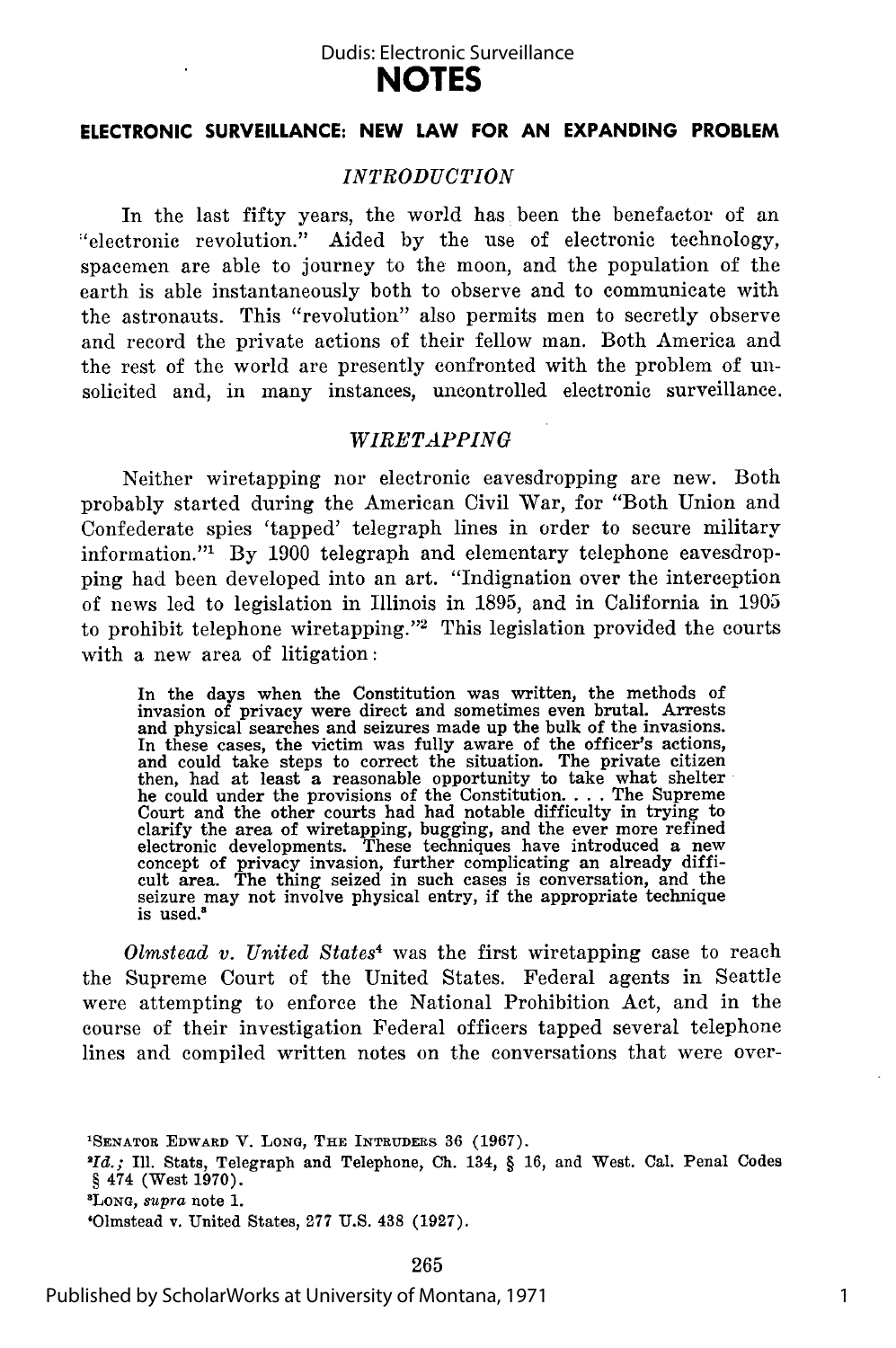# NOTES

## ELECTRONIC SURVEILLANCE: NEW LAW FOR AN EXPANDING PROBLEM

### *INTRODUCTION*

In the last fifty years, the world has been the benefactor of an "electronic revolution." Aided by the use of electronic technology, spacemen are able to journey to the moon, and the population of the earth is able instantaneously both to observe and to communicate with the astronauts. This "revolution" also permits men to secretly observe and record the private actions of their fellow man. Both America and the rest of the world are presently confronted with the problem of unsolicited and, in many instances, uncontrolled electronic surveillance.

### *WIRETAPPING*

Neither wiretapping nor electronic eavesdropping are new. Both probably started during the American Civil War, for "Both Union and Confederate spies 'tapped' telegraph lines in order to secure military information."[1] By 1900 telegraph and elementary telephone eavesdropping had been developed into an art. "Indignation over the interception of news led to legislation in Illinois in 1895, and in California in 1905 to prohibit telephone wiretapping."[2] This legislation provided the courts with a new area of litigation:

> In the days when the Constitution was written, the methods of invasion of privacy were direct and sometimes even brutal. Arrests and physical searches and seizures made up the bulk of the invasions. In these cases, the victim was fully aware of the officer's actions, and could take steps to correct the situation. The private citizen then, had at least a reasonable opportunity to take what shelter he could under the provisions of the Constitution. . . . The Supreme Court and the other courts had had notable difficulty in trying to clarify the area of wiretapping, bugging, and the ever more refined electronic developments. These techniques have introduced a new concept of privacy invasion, further complicating an already difficult area. The thing seized in such cases is conversation, and the seizure may not involve physical entry, if the appropriate technique is used.[3]

*Olmstead v. United States*[4] was the first wiretapping case to reach the Supreme Court of the United States. Federal agents in Seattle were attempting to enforce the National Prohibition Act, and in the course of their investigation Federal officers tapped several telephone lines and compiled written notes on the conversations that were over-

---

[1]SENATOR EDWARD V. LONG, THE INTRUDERS 36 (1967).

[2]*Id.;* Ill. Stats, Telegraph and Telephone, Ch. 134, § 16, and West. Cal. Penal Codes § 474 (West 1970).

[3]LONG, *supra* note 1.

[4]Olmstead v. United States, 277 U.S. 438 (1927).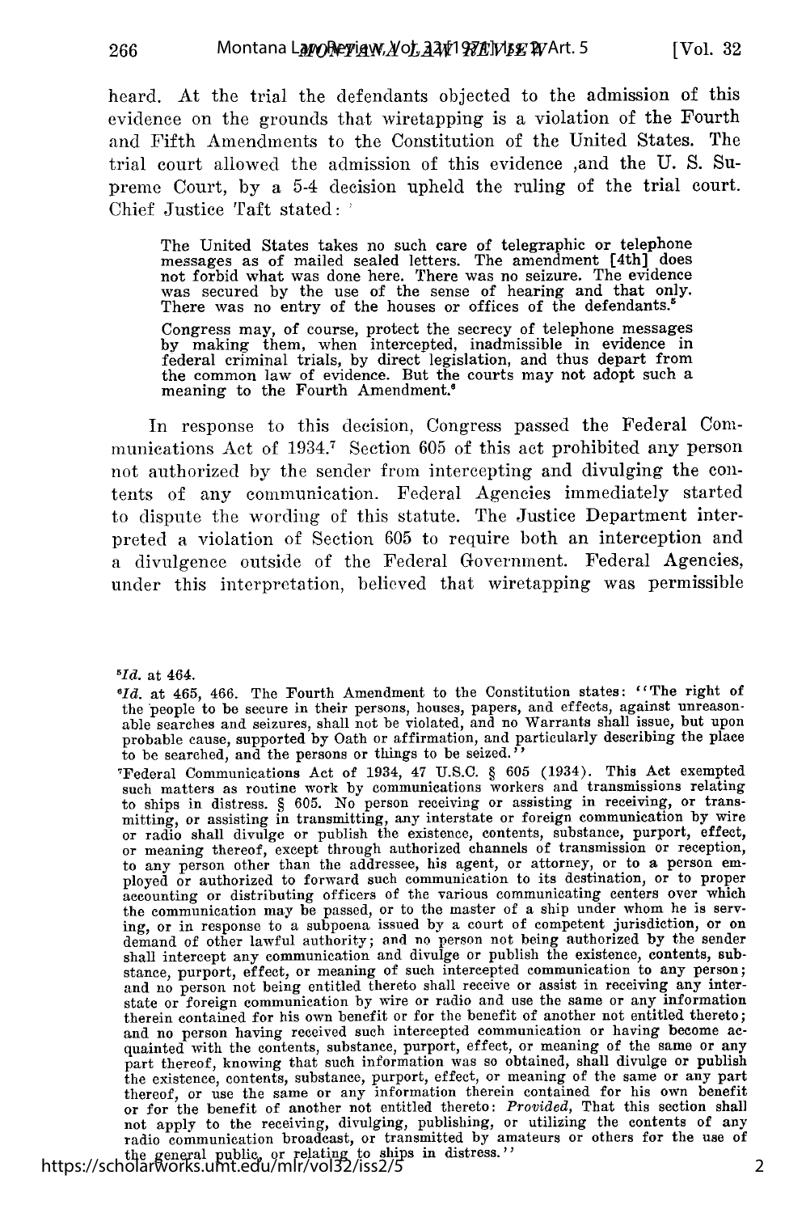heard. At the trial the defendants objected to the admission of this evidence on the grounds that wiretapping is a violation of the Fourth and Fifth Amendments to the Constitution of the United States. The trial court allowed the admission of this evidence ,and the U. S. Supreme Court, by a 5-4 decision upheld the ruling of the trial court. Chief Justice Taft stated:

> The United States takes no such care of telegraphic or telephone messages as of mailed sealed letters. The amendment [4th] does not forbid what was done here. There was no seizure. The evidence was secured by the use of the sense of hearing and that only. There was no entry of the houses or offices of the defendants.[5]
>
> Congress may, of course, protect the secrecy of telephone messages by making them, when intercepted, inadmissible in evidence in federal criminal trials, by direct legislation, and thus depart from the common law of evidence. But the courts may not adopt such a meaning to the Fourth Amendment.[6]

In response to this decision, Congress passed the Federal Communications Act of 1934.[7] Section 605 of this act prohibited any person not authorized by the sender from intercepting and divulging the contents of any communication. Federal Agencies immediately started to dispute the wording of this statute. The Justice Department interpreted a violation of Section 605 to require both an interception and a divulgence outside of the Federal Government. Federal Agencies, under this interpretation, believed that wiretapping was permissible

---

[5]*Id.* at 464.

[6]*Id.* at 465, 466. The Fourth Amendment to the Constitution states: "The right of the people to be secure in their persons, houses, papers, and effects, against unreasonable searches and seizures, shall not be violated, and no Warrants shall issue, but upon probable cause, supported by Oath or affirmation, and particularly describing the place to be searched, and the persons or things to be seized."

[7]Federal Communications Act of 1934, 47 U.S.C. § 605 (1934). This Act exempted such matters as routine work by communications workers and transmissions relating to ships in distress. § 605. No person receiving or assisting in receiving, or transmitting, or assisting in transmitting, any interstate or foreign communication by wire or radio shall divulge or publish the existence, contents, substance, purport, effect, or meaning thereof, except through authorized channels of transmission or reception, to any person other than the addressee, his agent, or attorney, or to a person employed or authorized to forward such communication to its destination, or to proper accounting or distributing officers of the various communicating centers over which the communication may be passed, or to the master of a ship under whom he is serving, or in response to a subpoena issued by a court of competent jurisdiction, or on demand of other lawful authority; and no person not being authorized by the sender shall intercept any communication and divulge or publish the existence, contents, substance, purport, effect, or meaning of such intercepted communication to any person; and no person not being entitled thereto shall receive or assist in receiving any interstate or foreign communication by wire or radio and use the same or any information therein contained for his own benefit or for the benefit of another not entitled thereto; and no person having received such intercepted communication or having become acquainted with the contents, substance, purport, effect, or meaning of the same or any part thereof, knowing that such information was so obtained, shall divulge or publish the existence, contents, substance, purport, effect, or meaning of the same or any part thereof, or use the same or any information therein contained for his own benefit or for the benefit of another not entitled thereto: *Provided*, That this section shall not apply to the receiving, divulging, publishing, or utilizing the contents of any radio communication broadcast, or transmitted by amateurs or others for the use of the general public, or relating to ships in distress."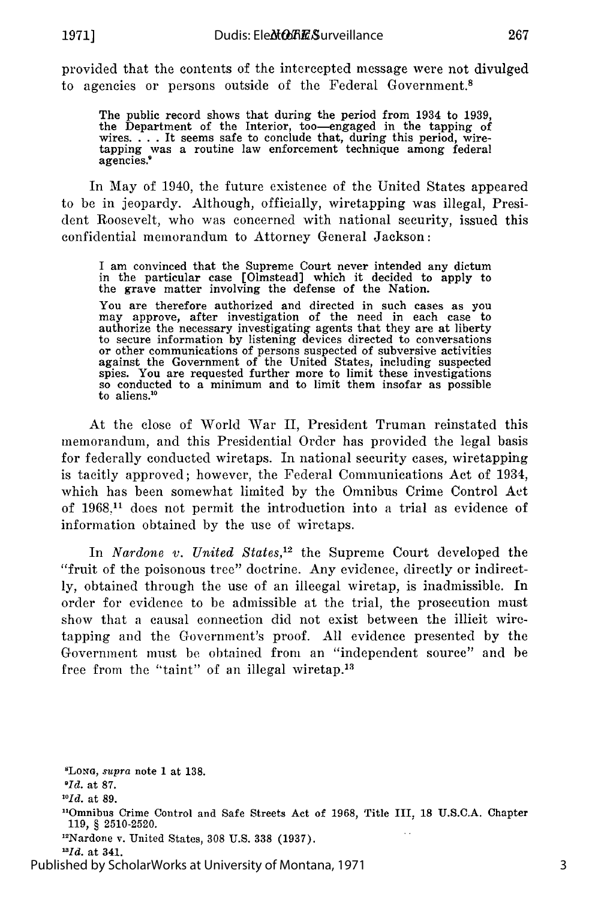provided that the contents of the intercepted message were not divulged to agencies or persons outside of the Federal Government.[8]

> The public record shows that during the period from 1934 to 1939, the Department of the Interior, too—engaged in the tapping of wires. . . . It seems safe to conclude that, during this period, wiretapping was a routine law enforcement technique among federal agencies.[9]

In May of 1940, the future existence of the United States appeared to be in jeopardy. Although, officially, wiretapping was illegal, President Roosevelt, who was concerned with national security, issued this confidential memorandum to Attorney General Jackson:

> I am convinced that the Supreme Court never intended any dictum in the particular case [Olmstead] which it decided to apply to the grave matter involving the defense of the Nation.
>
> You are therefore authorized and directed in such cases as you may approve, after investigation of the need in each case to authorize the necessary investigating agents that they are at liberty to secure information by listening devices directed to conversations or other communications of persons suspected of subversive activities against the Government of the United States, including suspected spies. You are requested further more to limit these investigations so conducted to a minimum and to limit them insofar as possible to aliens.[10]

At the close of World War II, President Truman reinstated this memorandum, and this Presidential Order has provided the legal basis for federally conducted wiretaps. In national security cases, wiretapping is tacitly approved; however, the Federal Communications Act of 1934, which has been somewhat limited by the Omnibus Crime Control Act of 1968,[11] does not permit the introduction into a trial as evidence of information obtained by the use of wiretaps.

In *Nardone v. United States*,[12] the Supreme Court developed the "fruit of the poisonous tree" doctrine. Any evidence, directly or indirectly, obtained through the use of an illegal wiretap, is inadmissible. In order for evidence to be admissible at the trial, the prosecution must show that a causal connection did not exist between the illicit wiretapping and the Government's proof. All evidence presented by the Government must be obtained from an "independent source" and be free from the "taint" of an illegal wiretap.[13]

---

[8] LONG, *supra* note 1 at 138.

[9] *Id.* at 87.

[10] *Id.* at 89.

[11] Omnibus Crime Control and Safe Streets Act of 1968, Title III, 18 U.S.C.A. Chapter 119, § 2510-2520.

[12] Nardone v. United States, 308 U.S. 338 (1937).

[13] *Id.* at 341.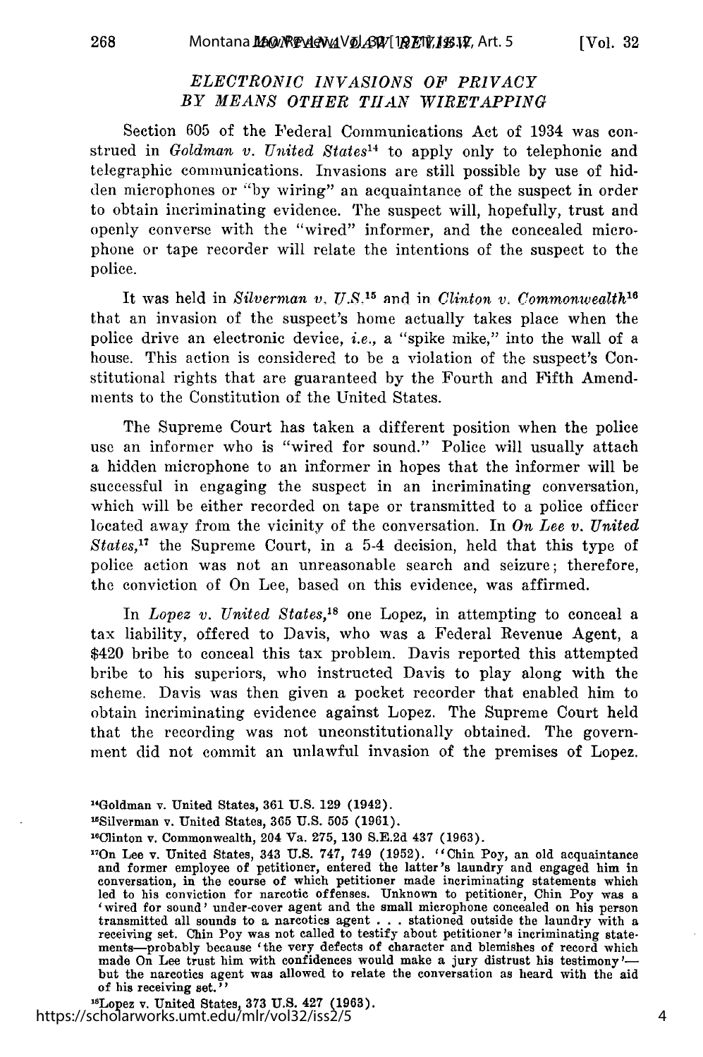## *ELECTRONIC INVASIONS OF PRIVACY BY MEANS OTHER THAN WIRETAPPING*

Section 605 of the Federal Communications Act of 1934 was construed in *Goldman v. United States*[14] to apply only to telephonic and telegraphic communications. Invasions are still possible by use of hidden microphones or "by wiring" an acquaintance of the suspect in order to obtain incriminating evidence. The suspect will, hopefully, trust and openly converse with the "wired" informer, and the concealed microphone or tape recorder will relate the intentions of the suspect to the police.

It was held in *Silverman v. U.S.*[15] and in *Clinton v. Commonwealth*[16] that an invasion of the suspect's home actually takes place when the police drive an electronic device, *i.e.*, a "spike mike," into the wall of a house. This action is considered to be a violation of the suspect's Constitutional rights that are guaranteed by the Fourth and Fifth Amendments to the Constitution of the United States.

The Supreme Court has taken a different position when the police use an informer who is "wired for sound." Police will usually attach a hidden microphone to an informer in hopes that the informer will be successful in engaging the suspect in an incriminating conversation, which will be either recorded on tape or transmitted to a police officer located away from the vicinity of the conversation. In *On Lee v. United States*,[17] the Supreme Court, in a 5-4 decision, held that this type of police action was not an unreasonable search and seizure; therefore, the conviction of On Lee, based on this evidence, was affirmed.

In *Lopez v. United States*,[18] one Lopez, in attempting to conceal a tax liability, offered to Davis, who was a Federal Revenue Agent, a $420 bribe to conceal this tax problem. Davis reported this attempted bribe to his superiors, who instructed Davis to play along with the scheme. Davis was then given a pocket recorder that enabled him to obtain incriminating evidence against Lopez. The Supreme Court held that the recording was not unconstitutionally obtained. The government did not commit an unlawful invasion of the premises of Lopez.

[14]Goldman v. United States, 361 U.S. 129 (1942).

[15]Silverman v. United States, 365 U.S. 505 (1961).

[16]Clinton v. Commonwealth, 204 Va. 275, 130 S.E.2d 437 (1963).

[17]On Lee v. United States, 343 U.S. 747, 749 (1952). "Chin Poy, an old acquaintance and former employee of petitioner, entered the latter's laundry and engaged him in conversation, in the course of which petitioner made incriminating statements which led to his conviction for narcotic offenses. Unknown to petitioner, Chin Poy was a 'wired for sound' under-cover agent and the small microphone concealed on his person transmitted all sounds to a narcotics agent . . . stationed outside the laundry with a receiving set. Chin Poy was not called to testify about petitioner's incriminating statements—probably because 'the very defects of character and blemishes of record which made On Lee trust him with confidences would make a jury distrust his testimony'—but the narcotics agent was allowed to relate the conversation as heard with the aid of his receiving set."

[18]Lopez v. United States, 373 U.S. 427 (1963).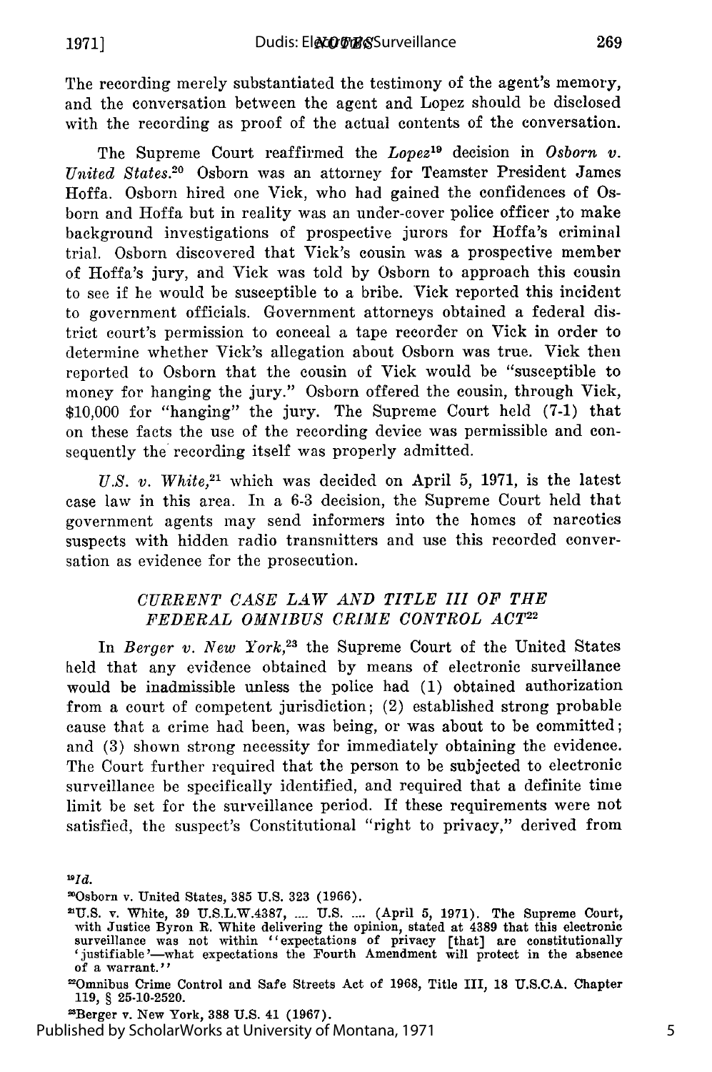The recording merely substantiated the testimony of the agent's memory, and the conversation between the agent and Lopez should be disclosed with the recording as proof of the actual contents of the conversation.

The Supreme Court reaffirmed the *Lopez*[19] decision in *Osborn v. United States.*[20] Osborn was an attorney for Teamster President James Hoffa. Osborn hired one Vick, who had gained the confidences of Osborn and Hoffa but in reality was an under-cover police officer ,to make background investigations of prospective jurors for Hoffa's criminal trial. Osborn discovered that Vick's cousin was a prospective member of Hoffa's jury, and Vick was told by Osborn to approach this cousin to see if he would be susceptible to a bribe. Vick reported this incident to government officials. Government attorneys obtained a federal district court's permission to conceal a tape recorder on Vick in order to determine whether Vick's allegation about Osborn was true. Vick then reported to Osborn that the cousin of Vick would be "susceptible to money for hanging the jury." Osborn offered the cousin, through Vick, $10,000 for "hanging" the jury. The Supreme Court held (7-1) that on these facts the use of the recording device was permissible and consequently the recording itself was properly admitted.

*U.S. v. White,*[21] which was decided on April 5, 1971, is the latest case law in this area. In a 6-3 decision, the Supreme Court held that government agents may send informers into the homes of narcotics suspects with hidden radio transmitters and use this recorded conversation as evidence for the prosecution.

## *CURRENT CASE LAW AND TITLE III OF THE FEDERAL OMNIBUS CRIME CONTROL ACT*[22]

In *Berger v. New York,*[23] the Supreme Court of the United States held that any evidence obtained by means of electronic surveillance would be inadmissible unless the police had (1) obtained authorization from a court of competent jurisdiction; (2) established strong probable cause that a crime had been, was being, or was about to be committed; and (3) shown strong necessity for immediately obtaining the evidence. The Court further required that the person to be subjected to electronic surveillance be specifically identified, and required that a definite time limit be set for the surveillance period. If these requirements were not satisfied, the suspect's Constitutional "right to privacy," derived from

---

[19]*Id.*

[20]Osborn v. United States, 385 U.S. 323 (1966).

[21]U.S. v. White, 39 U.S.L.W.4387, .... U.S. .... (April 5, 1971). The Supreme Court, with Justice Byron R. White delivering the opinion, stated at 4389 that this electronic surveillance was not within "expectations of privacy [that] are constitutionally 'justifiable'—what expectations the Fourth Amendment will protect in the absence of a warrant."

[22]Omnibus Crime Control and Safe Streets Act of 1968, Title III, 18 U.S.C.A. Chapter 119, § 25-10-2520.

[23]Berger v. New York, 388 U.S. 41 (1967).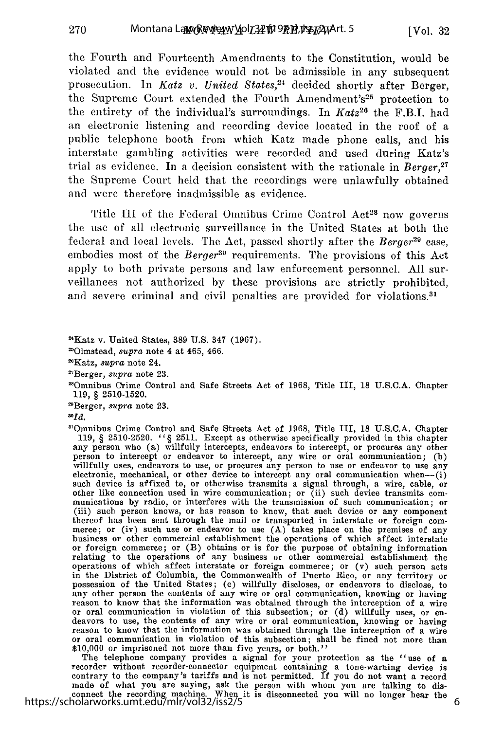the Fourth and Fourteenth Amendments to the Constitution, would be violated and the evidence would not be admissible in any subsequent prosecution. In *Katz v. United States*,[24] decided shortly after Berger, the Supreme Court extended the Fourth Amendment's[25] protection to the entirety of the individual's surroundings. In *Katz*[26] the F.B.I. had an electronic listening and recording device located in the roof of a public telephone booth from which Katz made phone calls, and his interstate gambling activities were recorded and used during Katz's trial as evidence. In a decision consistent with the rationale in *Berger*,[27] the Supreme Court held that the recordings were unlawfully obtained and were therefore inadmissible as evidence.

Title III of the Federal Omnibus Crime Control Act[28] now governs the use of all electronic surveillance in the United States at both the federal and local levels. The Act, passed shortly after the *Berger*[29] case, embodies most of the *Berger*[30] requirements. The provisions of this Act apply to both private persons and law enforcement personnel. All surveillances not authorized by these provisions are strictly prohibited, and severe criminal and civil penalties are provided for violations.[31]

---

[24]Katz v. United States, 389 U.S. 347 (1967).

[25]Olmstead, *supra* note 4 at 465, 466.

[26]Katz, *supra* note 24.

[27]Berger, *supra* note 23.

[28]Omnibus Crime Control and Safe Streets Act of 1968, Title III, 18 U.S.C.A. Chapter 119, § 2510-1520.

[29]Berger, *supra* note 23.

[30]*Id.*

[31]Omnibus Crime Control and Safe Streets Act of 1968, Title III, 18 U.S.C.A. Chapter 119, § 2510-2520. "§ 2511. Except as otherwise specifically provided in this chapter any person who (a) willfully intercepts, endeavors to intercept, or procures any other person to intercept or endeavor to intercept, any wire or oral communication; (b) willfully uses, endeavors to use, or procures any person to use or endeavor to use any electronic, mechanical, or other device to intercept any oral communication when—(i) such device is affixed to, or otherwise transmits a signal through, a wire, cable, or other like connection used in wire communication; or (ii) such device transmits communications by radio, or interferes with the transmission of such communication; or (iii) such person knows, or has reason to know, that such device or any component thereof has been sent through the mail or transported in interstate or foreign commerce; or (iv) such use or endeavor to use (A) takes place on the premises of any business or other commercial establishment the operations of which affect interstate or foreign commerce; or (B) obtains or is for the purpose of obtaining information relating to the operations of any business or other commercial establishment the operations of which affect interstate or foreign commerce; or (v) such person acts in the District of Columbia, the Commonwealth of Puerto Rico, or any territory or possession of the United States; (c) willfully discloses, or endeavors to disclose, to any other person the contents of any wire or oral communication, knowing or having reason to know that the information was obtained through the interception of a wire or oral communication in violation of this subsection; or (d) willfully uses, or endeavors to use, the contents of any wire or oral communication, knowing or having reason to know that the information was obtained through the interception of a wire or oral communication in violation of this subsection; shall be fined not more than $10,000 or imprisoned not more than five years, or both."

The telephone company provides a signal for your protection as the "use of a recorder without recorder-connector equipment containing a tone-warning device is contrary to the company's tariffs and is not permitted. If you do not want a record made of what you are saying, ask the person with whom you are talking to disconnect the recording machine. When it is disconnected you will no longer hear the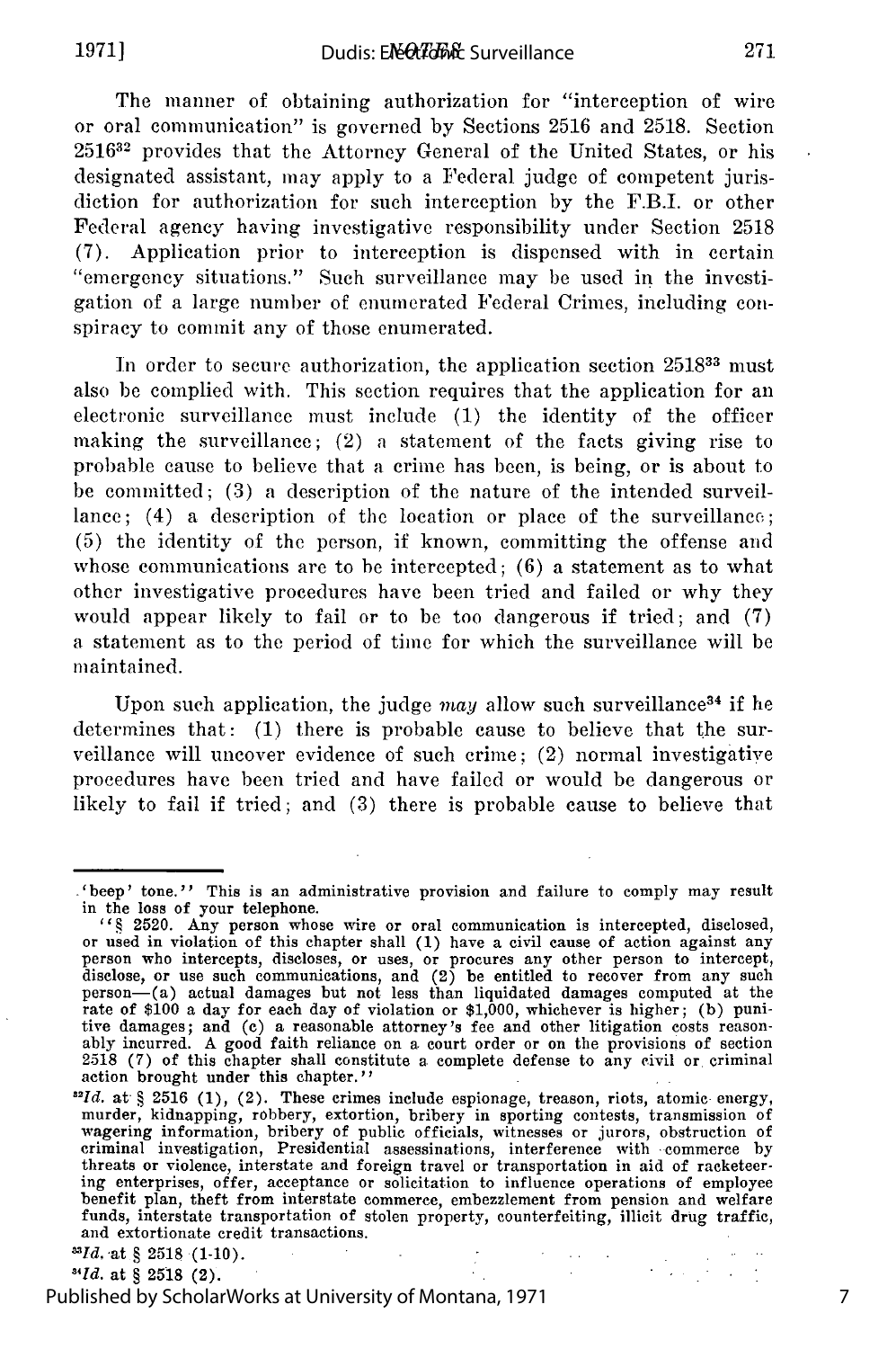The manner of obtaining authorization for "interception of wire or oral communication" is governed by Sections 2516 and 2518. Section 2516[32] provides that the Attorney General of the United States, or his designated assistant, may apply to a Federal judge of competent jurisdiction for authorization for such interception by the F.B.I. or other Federal agency having investigative responsibility under Section 2518 (7). Application prior to interception is dispensed with in certain "emergency situations." Such surveillance may be used in the investigation of a large number of enumerated Federal Crimes, including conspiracy to commit any of those enumerated.

In order to secure authorization, the application section 2518[33] must also be complied with. This section requires that the application for an electronic surveillance must include (1) the identity of the officer making the surveillance; (2) a statement of the facts giving rise to probable cause to believe that a crime has been, is being, or is about to be committed; (3) a description of the nature of the intended surveillance; (4) a description of the location or place of the surveillance; (5) the identity of the person, if known, committing the offense and whose communications are to be intercepted; (6) a statement as to what other investigative procedures have been tried and failed or why they would appear likely to fail or to be too dangerous if tried; and (7) a statement as to the period of time for which the surveillance will be maintained.

Upon such application, the judge *may* allow such surveillance[34] if he determines that: (1) there is probable cause to believe that the surveillance will uncover evidence of such crime; (2) normal investigative procedures have been tried and have failed or would be dangerous or likely to fail if tried; and (3) there is probable cause to believe that

---

'beep' tone." This is an administrative provision and failure to comply may result in the loss of your telephone.

"§ 2520. Any person whose wire or oral communication is intercepted, disclosed, or used in violation of this chapter shall (1) have a civil cause of action against any person who intercepts, discloses, or uses, or procures any other person to intercept, disclose, or use such communications, and (2) be entitled to recover from any such person—(a) actual damages but not less than liquidated damages computed at the rate of $100 a day for each day of violation or $1,000, whichever is higher; (b) punitive damages; and (c) a reasonable attorney's fee and other litigation costs reasonably incurred. A good faith reliance on a court order or on the provisions of section 2518 (7) of this chapter shall constitute a complete defense to any civil or criminal action brought under this chapter."

[32] *Id.* at § 2516 (1), (2). These crimes include espionage, treason, riots, atomic energy, murder, kidnapping, robbery, extortion, bribery in sporting contests, transmission of wagering information, bribery of public officials, witnesses or jurors, obstruction of criminal investigation, Presidential assessinations, interference with commerce by threats or violence, interstate and foreign travel or transportation in aid of racketeering enterprises, offer, acceptance or solicitation to influence operations of employee benefit plan, theft from interstate commerce, embezzlement from pension and welfare funds, interstate transportation of stolen property, counterfeiting, illicit drug traffic, and extortionate credit transactions.

[33] *Id.* at § 2518 (1-10).

[34] *Id.* at § 2518 (2).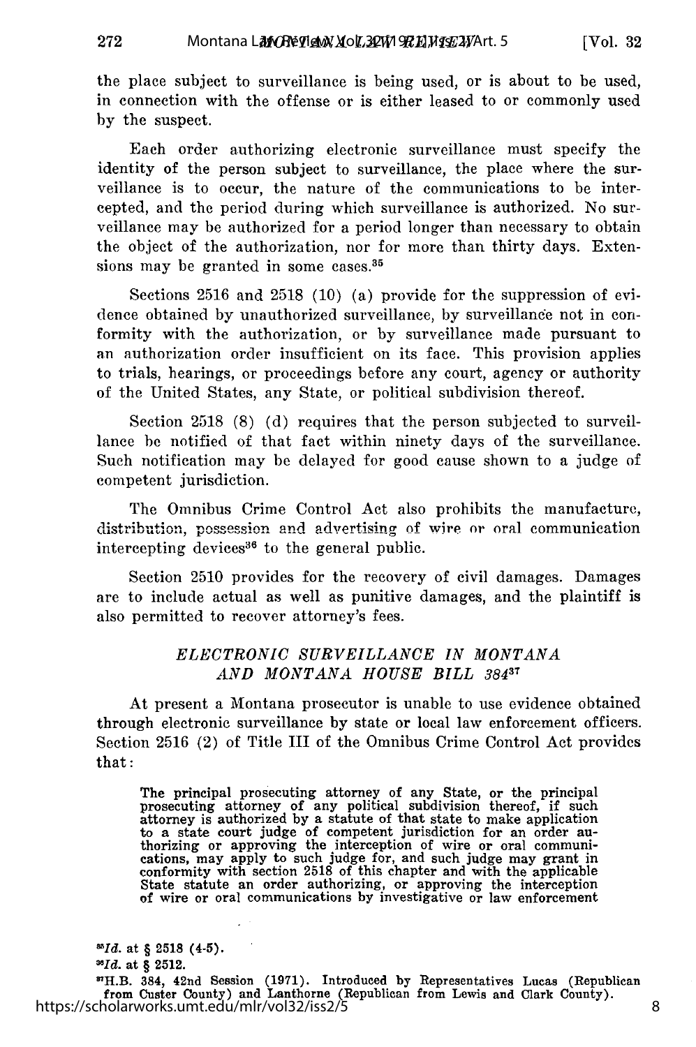the place subject to surveillance is being used, or is about to be used, in connection with the offense or is either leased to or commonly used by the suspect.

Each order authorizing electronic surveillance must specify the identity of the person subject to surveillance, the place where the surveillance is to occur, the nature of the communications to be intercepted, and the period during which surveillance is authorized. No surveillance may be authorized for a period longer than necessary to obtain the object of the authorization, nor for more than thirty days. Extensions may be granted in some cases.[35]

Sections 2516 and 2518 (10) (a) provide for the suppression of evidence obtained by unauthorized surveillance, by surveillance not in conformity with the authorization, or by surveillance made pursuant to an authorization order insufficient on its face. This provision applies to trials, hearings, or proceedings before any court, agency or authority of the United States, any State, or political subdivision thereof.

Section 2518 (8) (d) requires that the person subjected to surveillance be notified of that fact within ninety days of the surveillance. Such notification may be delayed for good cause shown to a judge of competent jurisdiction.

The Omnibus Crime Control Act also prohibits the manufacture, distribution, possession and advertising of wire or oral communication intercepting devices[36] to the general public.

Section 2510 provides for the recovery of civil damages. Damages are to include actual as well as punitive damages, and the plaintiff is also permitted to recover attorney's fees.

### *ELECTRONIC SURVEILLANCE IN MONTANA AND MONTANA HOUSE BILL 384*[37]

At present a Montana prosecutor is unable to use evidence obtained through electronic surveillance by state or local law enforcement officers. Section 2516 (2) of Title III of the Omnibus Crime Control Act provides that:

> The principal prosecuting attorney of any State, or the principal prosecuting attorney of any political subdivision thereof, if such attorney is authorized by a statute of that state to make application to a state court judge of competent jurisdiction for an order authorizing or approving the interception of wire or oral communications, may apply to such judge for, and such judge may grant in conformity with section 2518 of this chapter and with the applicable State statute an order authorizing, or approving the interception of wire or oral communications by investigative or law enforcement

---

[35] *Id.* at § 2518 (4-5).

[36] *Id.* at § 2512.

[37] H.B. 384, 42nd Session (1971). Introduced by Representatives Lucas (Republican from Custer County) and Lanthorne (Republican from Lewis and Clark County).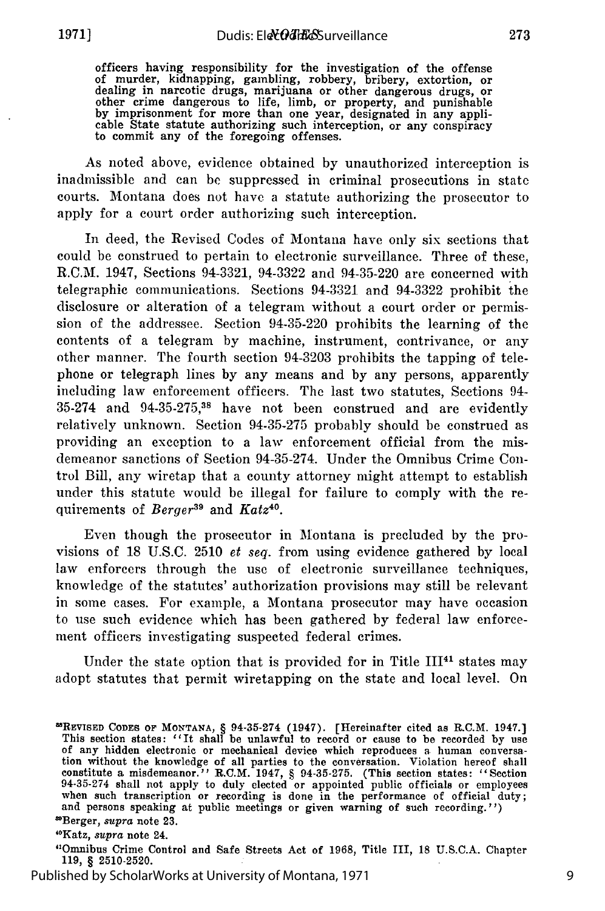officers having responsibility for the investigation of the offense of murder, kidnapping, gambling, robbery, bribery, extortion, or dealing in narcotic drugs, marijuana or other dangerous drugs, or other crime dangerous to life, limb, or property, and punishable by imprisonment for more than one year, designated in any applicable State statute authorizing such interception, or any conspiracy to commit any of the foregoing offenses.

As noted above, evidence obtained by unauthorized interception is inadmissible and can be suppressed in criminal prosecutions in state courts. Montana does not have a statute authorizing the prosecutor to apply for a court order authorizing such interception.

In deed, the Revised Codes of Montana have only six sections that could be construed to pertain to electronic surveillance. Three of these, R.C.M. 1947, Sections 94-3321, 94-3322 and 94-35-220 are concerned with telegraphic communications. Sections 94-3321 and 94-3322 prohibit the disclosure or alteration of a telegram without a court order or permission of the addressee. Section 94-35-220 prohibits the learning of the contents of a telegram by machine, instrument, contrivance, or any other manner. The fourth section 94-3203 prohibits the tapping of telephone or telegraph lines by any means and by any persons, apparently including law enforcement officers. The last two statutes, Sections 94-35-274 and 94-35-275,[38] have not been construed and are evidently relatively unknown. Section 94-35-275 probably should be construed as providing an exception to a law enforcement official from the misdemeanor sanctions of Section 94-35-274. Under the Omnibus Crime Control Bill, any wiretap that a county attorney might attempt to establish under this statute would be illegal for failure to comply with the requirements of *Berger*[39] and *Katz*[40].

Even though the prosecutor in Montana is precluded by the provisions of 18 U.S.C. 2510 *et seq.* from using evidence gathered by local law enforcers through the use of electronic surveillance techniques, knowledge of the statutes' authorization provisions may still be relevant in some cases. For example, a Montana prosecutor may have occasion to use such evidence which has been gathered by federal law enforcement officers investigating suspected federal crimes.

Under the state option that is provided for in Title III[41] states may adopt statutes that permit wiretapping on the state and local level. On

---

[38]REVISED CODES OF MONTANA, § 94-35-274 (1947). [Hereinafter cited as R.C.M. 1947.] This section states: "It shall be unlawful to record or cause to be recorded by use of any hidden electronic or mechanical device which reproduces a human conversation without the knowledge of all parties to the conversation. Violation hereof shall constitute a misdemeanor." R.C.M. 1947, § 94-35-275. (This section states: "Section 94-35-274 shall not apply to duly elected or appointed public officials or employees when such transcription or recording is done in the performance of official duty; and persons speaking at public meetings or given warning of such recording.")

[39]Berger, *supra* note 23.

[40]Katz, *supra* note 24.

[41]Omnibus Crime Control and Safe Streets Act of 1968, Title III, 18 U.S.C.A. Chapter 119, § 2510-2520.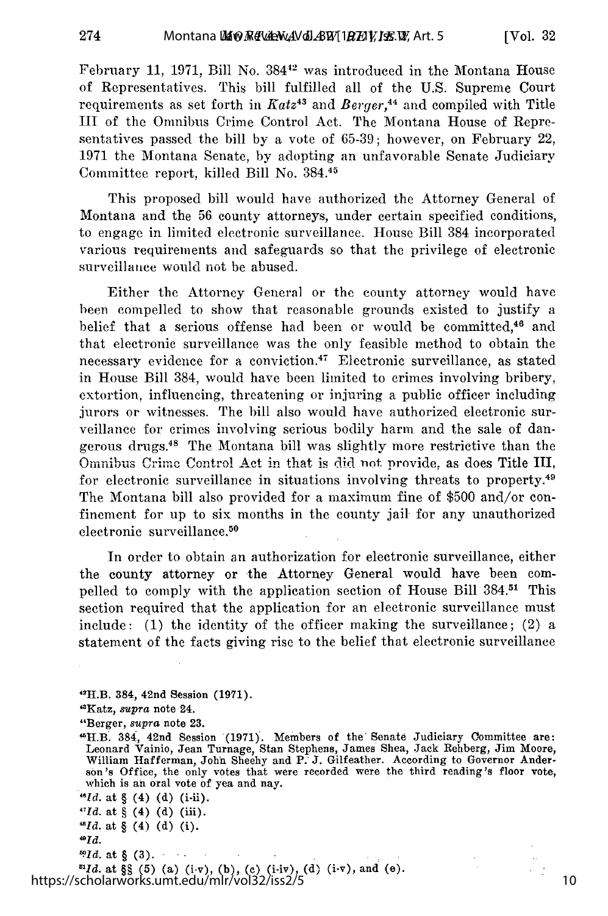February 11, 1971, Bill No. 384[42] was introduced in the Montana House of Representatives. This bill fulfilled all of the U.S. Supreme Court requirements as set forth in *Katz*[43] and *Berger*,[44] and compiled with Title III of the Omnibus Crime Control Act. The Montana House of Representatives passed the bill by a vote of 65-39; however, on February 22, 1971 the Montana Senate, by adopting an unfavorable Senate Judiciary Committee report, killed Bill No. 384.[45]

This proposed bill would have authorized the Attorney General of Montana and the 56 county attorneys, under certain specified conditions, to engage in limited electronic surveillance. House Bill 384 incorporated various requirements and safeguards so that the privilege of electronic surveillance would not be abused.

Either the Attorney General or the county attorney would have been compelled to show that reasonable grounds existed to justify a belief that a serious offense had been or would be committed,[46] and that electronic surveillance was the only feasible method to obtain the necessary evidence for a conviction.[47] Electronic surveillance, as stated in House Bill 384, would have been limited to crimes involving bribery, extortion, influencing, threatening or injuring a public officer including jurors or witnesses. The bill also would have authorized electronic surveillance for crimes involving serious bodily harm and the sale of dangerous drugs.[48] The Montana bill was slightly more restrictive than the Omnibus Crime Control Act in that is did not provide, as does Title III, for electronic surveillance in situations involving threats to property.[49] The Montana bill also provided for a maximum fine of $500 and/or confinement for up to six months in the county jail for any unauthorized electronic surveillance.[50]

In order to obtain an authorization for electronic surveillance, either the county attorney or the Attorney General would have been compelled to comply with the application section of House Bill 384.[51] This section required that the application for an electronic surveillance must include: (1) the identity of the officer making the surveillance; (2) a statement of the facts giving rise to the belief that electronic surveillance

---

[42]H.B. 384, 42nd Session (1971).

[43]Katz, *supra* note 24.

[44]Berger, *supra* note 23.

[45]H.B. 384, 42nd Session (1971). Members of the Senate Judiciary Committee are: Leonard Vainio, Jean Turnage, Stan Stephens, James Shea, Jack Rehberg, Jim Moore, William Hafferman, John Sheehy and P. J. Gilfeather. According to Governor Anderson's Office, the only votes that were recorded were the third reading's floor vote, which is an oral vote of yea and nay.

[46]*Id.* at § (4) (d) (i-ii).

[47]*Id.* at § (4) (d) (iii).

[48]*Id.* at § (4) (d) (i).

[49]*Id.*

[50]*Id.* at § (3).

[51]*Id.* at §§ (5) (a) (i-v), (b), (c) (i-iv), (d) (i-v), and (e).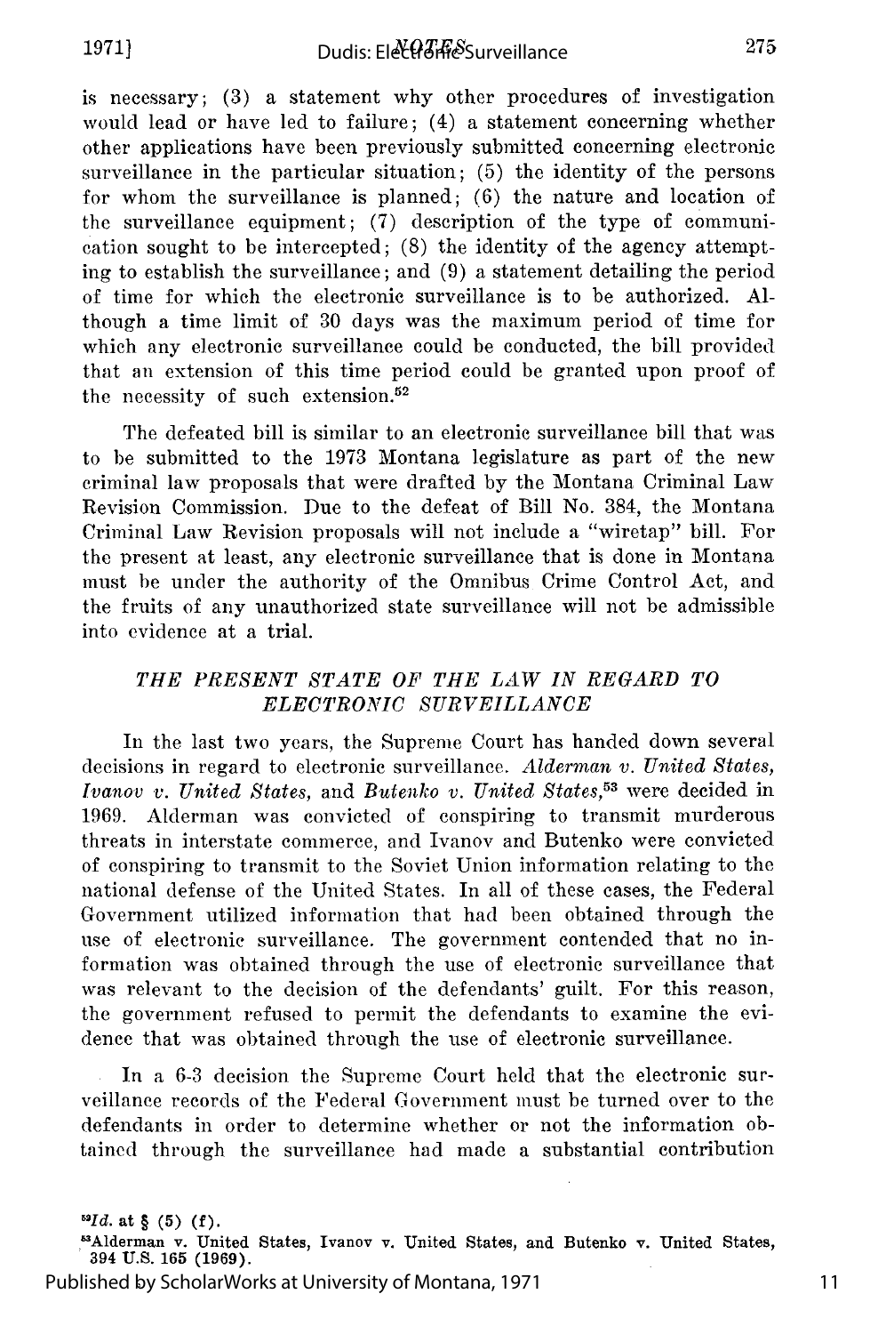is necessary; (3) a statement why other procedures of investigation would lead or have led to failure; (4) a statement concerning whether other applications have been previously submitted concerning electronic surveillance in the particular situation; (5) the identity of the persons for whom the surveillance is planned; (6) the nature and location of the surveillance equipment; (7) description of the type of communication sought to be intercepted; (8) the identity of the agency attempting to establish the surveillance; and (9) a statement detailing the period of time for which the electronic surveillance is to be authorized. Although a time limit of 30 days was the maximum period of time for which any electronic surveillance could be conducted, the bill provided that an extension of this time period could be granted upon proof of the necessity of such extension.[52]

The defeated bill is similar to an electronic surveillance bill that was to be submitted to the 1973 Montana legislature as part of the new criminal law proposals that were drafted by the Montana Criminal Law Revision Commission. Due to the defeat of Bill No. 384, the Montana Criminal Law Revision proposals will not include a "wiretap" bill. For the present at least, any electronic surveillance that is done in Montana must be under the authority of the Omnibus Crime Control Act, and the fruits of any unauthorized state surveillance will not be admissible into evidence at a trial.

## *THE PRESENT STATE OF THE LAW IN REGARD TO ELECTRONIC SURVEILLANCE*

In the last two years, the Supreme Court has handed down several decisions in regard to electronic surveillance. *Alderman v. United States, Ivanov v. United States,* and *Butenko v. United States,*[53] were decided in 1969. Alderman was convicted of conspiring to transmit murderous threats in interstate commerce, and Ivanov and Butenko were convicted of conspiring to transmit to the Soviet Union information relating to the national defense of the United States. In all of these cases, the Federal Government utilized information that had been obtained through the use of electronic surveillance. The government contended that no information was obtained through the use of electronic surveillance that was relevant to the decision of the defendants' guilt. For this reason, the government refused to permit the defendants to examine the evidence that was obtained through the use of electronic surveillance.

In a 6-3 decision the Supreme Court held that the electronic surveillance records of the Federal Government must be turned over to the defendants in order to determine whether or not the information obtained through the surveillance had made a substantial contribution

[52]*Id.* at § (5) (f).

[53]Alderman v. United States, Ivanov v. United States, and Butenko v. United States, 394 U.S. 165 (1969).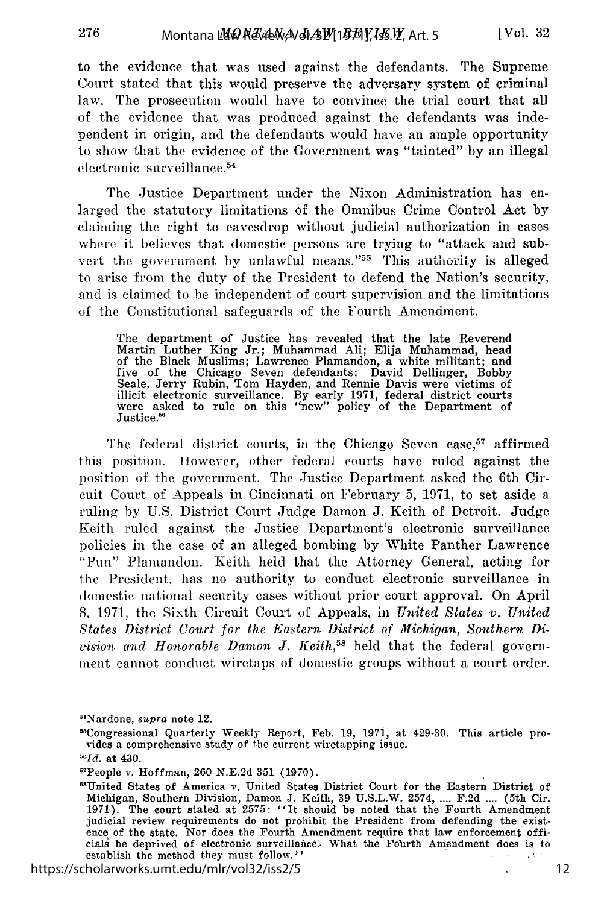to the evidence that was used against the defendants. The Supreme Court stated that this would preserve the adversary system of criminal law. The prosecution would have to convince the trial court that all of the evidence that was produced against the defendants was independent in origin, and the defendants would have an ample opportunity to show that the evidence of the Government was "tainted" by an illegal electronic surveillance.[54]

The Justice Department under the Nixon Administration has enlarged the statutory limitations of the Omnibus Crime Control Act by claiming the right to eavesdrop without judicial authorization in cases where it believes that domestic persons are trying to "attack and subvert the government by unlawful means."[55] This authority is alleged to arise from the duty of the President to defend the Nation's security, and is claimed to be independent of court supervision and the limitations of the Constitutional safeguards of the Fourth Amendment.

> The department of Justice has revealed that the late Reverend Martin Luther King Jr.; Muhammad Ali; Elija Muhammad, head of the Black Muslims; Lawrence Plamandon, a white militant; and five of the Chicago Seven defendants: David Dellinger, Bobby Seale, Jerry Rubin, Tom Hayden, and Rennie Davis were victims of illicit electronic surveillance. By early 1971, federal district courts were asked to rule on this "new" policy of the Department of Justice.[56]

The federal district courts, in the Chicago Seven case,[57] affirmed this position. However, other federal courts have ruled against the position of the government. The Justice Department asked the 6th Circuit Court of Appeals in Cincinnati on February 5, 1971, to set aside a ruling by U.S. District Court Judge Damon J. Keith of Detroit. Judge Keith ruled against the Justice Department's electronic surveillance policies in the case of an alleged bombing by White Panther Lawrence "Pun" Plamandon. Keith held that the Attorney General, acting for the President, has no authority to conduct electronic surveillance in domestic national security cases without prior court approval. On April 8, 1971, the Sixth Circuit Court of Appeals, in *United States v. United States District Court for the Eastern District of Michigan, Southern Division and Honorable Damon J. Keith*,[58] held that the federal government cannot conduct wiretaps of domestic groups without a court order.

---

[54]Nardone, *supra* note 12.

[55]Congressional Quarterly Weekly Report, Feb. 19, 1971, at 429-30. This article provides a comprehensive study of the current wiretapping issue.

[56]*Id.* at 430.

[57]People v. Hoffman, 260 N.E.2d 351 (1970).

[58]United States of America v. United States District Court for the Eastern District of Michigan, Southern Division, Damon J. Keith, 39 U.S.L.W. 2574, .... F.2d .... (5th Cir. 1971). The court stated at 2575: "It should be noted that the Fourth Amendment judicial review requirements do not prohibit the President from defending the existence of the state. Nor does the Fourth Amendment require that law enforcement officials be deprived of electronic surveillance. What the Fourth Amendment does is to establish the method they must follow."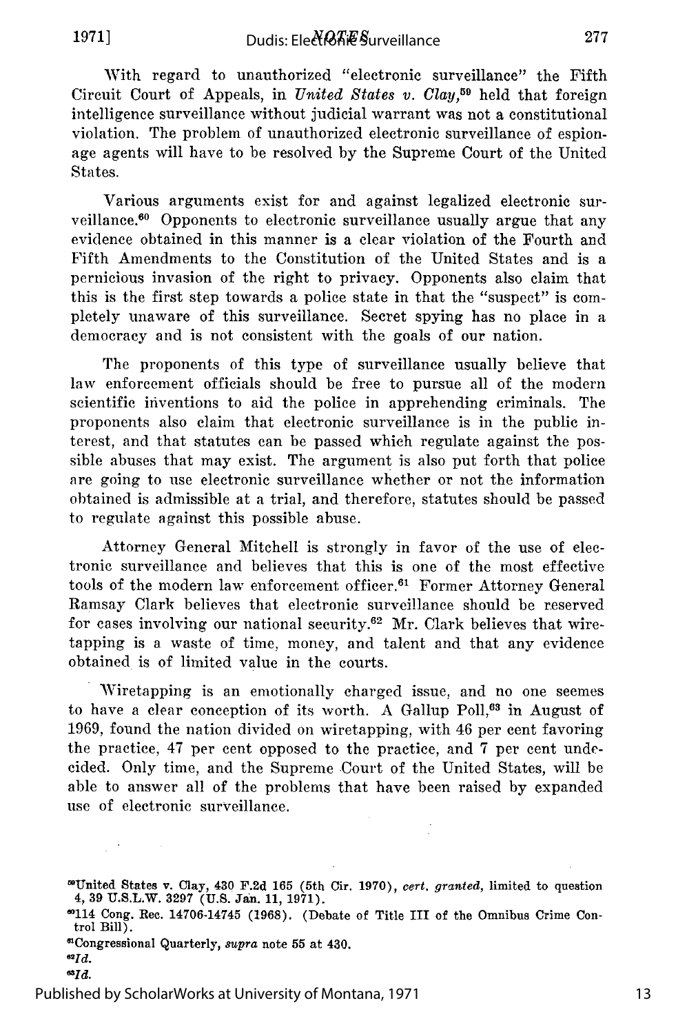With regard to unauthorized "electronic surveillance" the Fifth Circuit Court of Appeals, in *United States v. Clay*,[59] held that foreign intelligence surveillance without judicial warrant was not a constitutional violation. The problem of unauthorized electronic surveillance of espionage agents will have to be resolved by the Supreme Court of the United States.

Various arguments exist for and against legalized electronic surveillance.[60] Opponents to electronic surveillance usually argue that any evidence obtained in this manner is a clear violation of the Fourth and Fifth Amendments to the Constitution of the United States and is a pernicious invasion of the right to privacy. Opponents also claim that this is the first step towards a police state in that the "suspect" is completely unaware of this surveillance. Secret spying has no place in a democracy and is not consistent with the goals of our nation.

The proponents of this type of surveillance usually believe that law enforcement officials should be free to pursue all of the modern scientific inventions to aid the police in apprehending criminals. The proponents also claim that electronic surveillance is in the public interest, and that statutes can be passed which regulate against the possible abuses that may exist. The argument is also put forth that police are going to use electronic surveillance whether or not the information obtained is admissible at a trial, and therefore, statutes should be passed to regulate against this possible abuse.

Attorney General Mitchell is strongly in favor of the use of electronic surveillance and believes that this is one of the most effective tools of the modern law enforcement officer.[61] Former Attorney General Ramsay Clark believes that electronic surveillance should be reserved for cases involving our national security.[62] Mr. Clark believes that wiretapping is a waste of time, money, and talent and that any evidence obtained is of limited value in the courts.

Wiretapping is an emotionally charged issue, and no one seemes to have a clear conception of its worth. A Gallup Poll,[63] in August of 1969, found the nation divided on wiretapping, with 46 per cent favoring the practice, 47 per cent opposed to the practice, and 7 per cent undecided. Only time, and the Supreme Court of the United States, will be able to answer all of the problems that have been raised by expanded use of electronic surveillance.

---

[59] United States v. Clay, 430 F.2d 165 (5th Cir. 1970), *cert. granted*, limited to question 4, 39 U.S.L.W. 3297 (U.S. Jan. 11, 1971).

[60] 114 Cong. Rec. 14706-14745 (1968). (Debate of Title III of the Omnibus Crime Control Bill).

[61] Congressional Quarterly, *supra* note 55 at 430.

[62] *Id.*

[63] *Id.*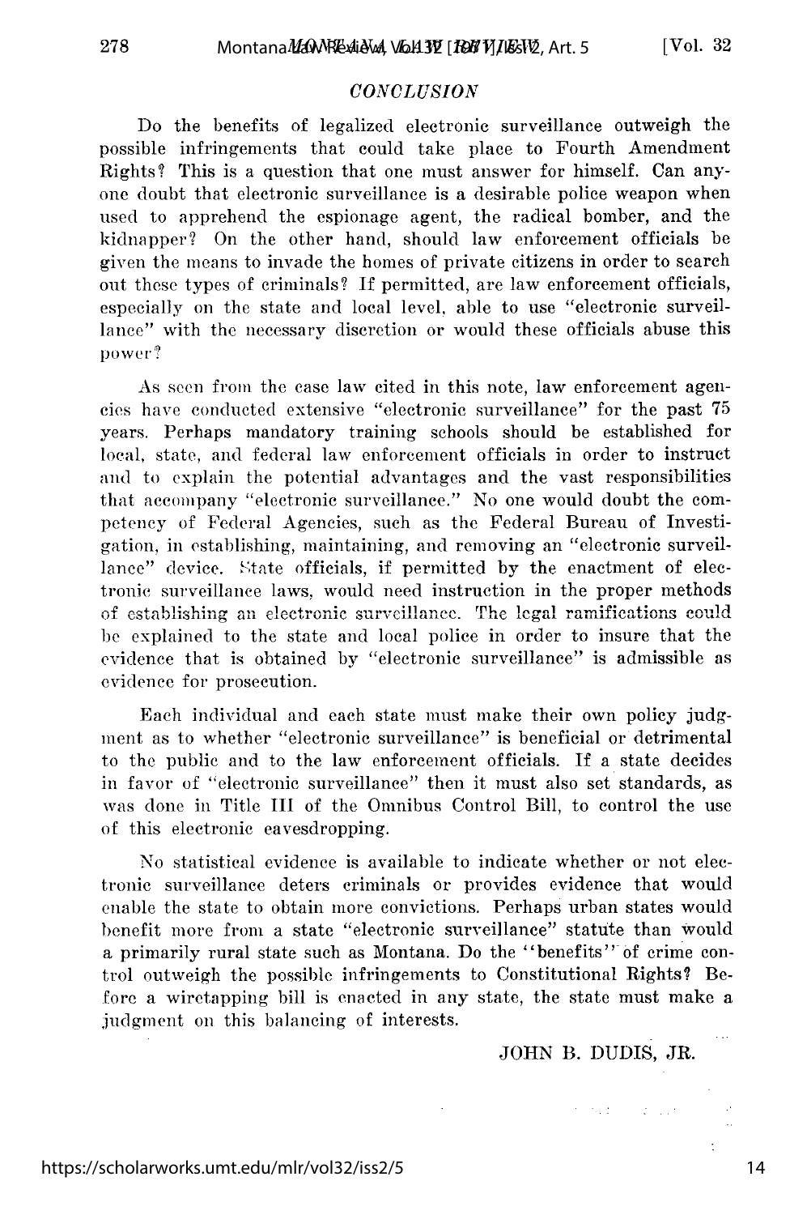## *CONCLUSION*

Do the benefits of legalized electronic surveillance outweigh the possible infringements that could take place to Fourth Amendment Rights? This is a question that one must answer for himself. Can anyone doubt that electronic surveillance is a desirable police weapon when used to apprehend the espionage agent, the radical bomber, and the kidnapper? On the other hand, should law enforcement officials be given the means to invade the homes of private citizens in order to search out these types of criminals? If permitted, are law enforcement officials, especially on the state and local level, able to use "electronic surveillance" with the necessary discretion or would these officials abuse this power?

As seen from the case law cited in this note, law enforcement agencies have conducted extensive "electronic surveillance" for the past 75 years. Perhaps mandatory training schools should be established for local, state, and federal law enforcement officials in order to instruct and to explain the potential advantages and the vast responsibilities that accompany "electronic surveillance." No one would doubt the competency of Federal Agencies, such as the Federal Bureau of Investigation, in establishing, maintaining, and removing an "electronic surveillance" device. State officials, if permitted by the enactment of electronic surveillance laws, would need instruction in the proper methods of establishing an electronic surveillance. The legal ramifications could be explained to the state and local police in order to insure that the evidence that is obtained by "electronic surveillance" is admissible as evidence for prosecution.

Each individual and each state must make their own policy judgment as to whether "electronic surveillance" is beneficial or detrimental to the public and to the law enforcement officials. If a state decides in favor of "electronic surveillance" then it must also set standards, as was done in Title III of the Omnibus Control Bill, to control the use of this electronic eavesdropping.

No statistical evidence is available to indicate whether or not electronic surveillance deters criminals or provides evidence that would enable the state to obtain more convictions. Perhaps urban states would benefit more from a state "electronic surveillance" statute than would a primarily rural state such as Montana. Do the "benefits" of crime control outweigh the possible infringements to Constitutional Rights? Before a wiretapping bill is enacted in any state, the state must make a judgment on this balancing of interests.

JOHN B. DUDIS, JR.